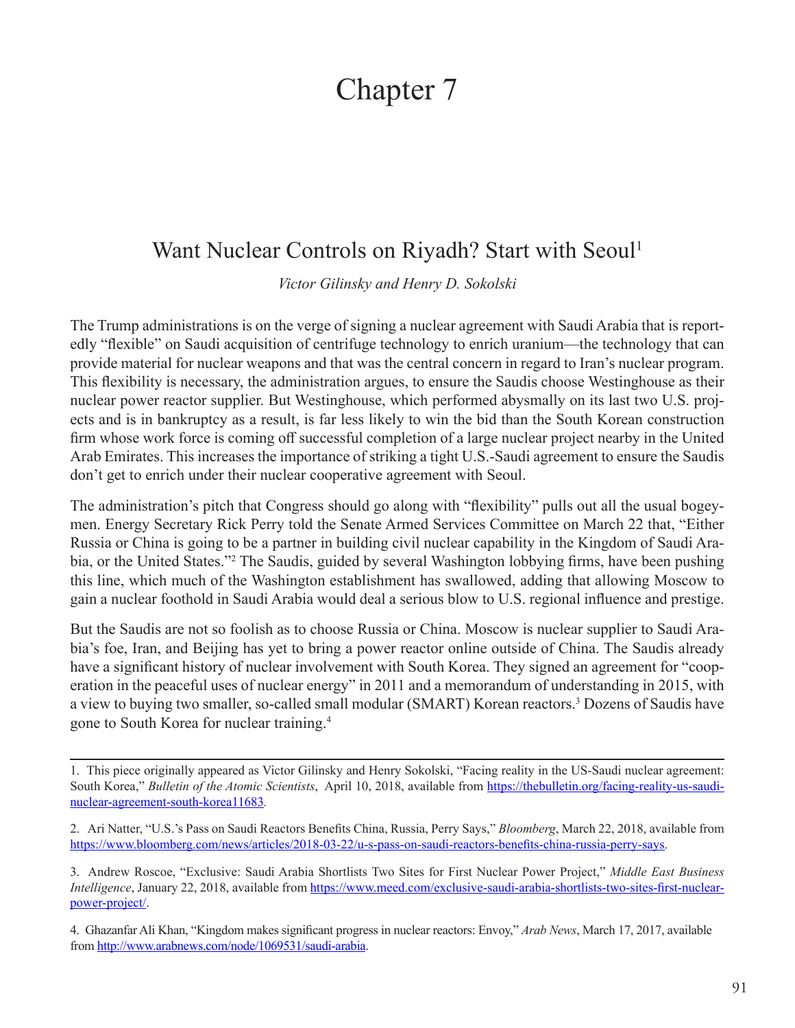# Chapter 7

## Want Nuclear Controls on Riyadh? Start with Seoul[1]

*Victor Gilinsky and Henry D. Sokolski*

The Trump administrations is on the verge of signing a nuclear agreement with Saudi Arabia that is reportedly "flexible" on Saudi acquisition of centrifuge technology to enrich uranium—the technology that can provide material for nuclear weapons and that was the central concern in regard to Iran's nuclear program. This flexibility is necessary, the administration argues, to ensure the Saudis choose Westinghouse as their nuclear power reactor supplier. But Westinghouse, which performed abysmally on its last two U.S. projects and is in bankruptcy as a result, is far less likely to win the bid than the South Korean construction firm whose work force is coming off successful completion of a large nuclear project nearby in the United Arab Emirates. This increases the importance of striking a tight U.S.-Saudi agreement to ensure the Saudis don't get to enrich under their nuclear cooperative agreement with Seoul.

The administration's pitch that Congress should go along with "flexibility" pulls out all the usual bogeymen. Energy Secretary Rick Perry told the Senate Armed Services Committee on March 22 that, "Either Russia or China is going to be a partner in building civil nuclear capability in the Kingdom of Saudi Arabia, or the United States."[2] The Saudis, guided by several Washington lobbying firms, have been pushing this line, which much of the Washington establishment has swallowed, adding that allowing Moscow to gain a nuclear foothold in Saudi Arabia would deal a serious blow to U.S. regional influence and prestige.

But the Saudis are not so foolish as to choose Russia or China. Moscow is nuclear supplier to Saudi Arabia's foe, Iran, and Beijing has yet to bring a power reactor online outside of China. The Saudis already have a significant history of nuclear involvement with South Korea. They signed an agreement for "cooperation in the peaceful uses of nuclear energy" in 2011 and a memorandum of understanding in 2015, with a view to buying two smaller, so-called small modular (SMART) Korean reactors.[3] Dozens of Saudis have gone to South Korea for nuclear training.[4]

---

1. This piece originally appeared as Victor Gilinsky and Henry Sokolski, "Facing reality in the US-Saudi nuclear agreement: South Korea," *Bulletin of the Atomic Scientists*, April 10, 2018, available from https://thebulletin.org/facing-reality-us-saudi-nuclear-agreement-south-korea11683.

2. Ari Natter, "U.S.'s Pass on Saudi Reactors Benefits China, Russia, Perry Says," *Bloomberg*, March 22, 2018, available from https://www.bloomberg.com/news/articles/2018-03-22/u-s-pass-on-saudi-reactors-benefits-china-russia-perry-says.

3. Andrew Roscoe, "Exclusive: Saudi Arabia Shortlists Two Sites for First Nuclear Power Project," *Middle East Business Intelligence*, January 22, 2018, available from https://www.meed.com/exclusive-saudi-arabia-shortlists-two-sites-first-nuclear-power-project/.

4. Ghazanfar Ali Khan, "Kingdom makes significant progress in nuclear reactors: Envoy," *Arab News*, March 17, 2017, available from http://www.arabnews.com/node/1069531/saudi-arabia.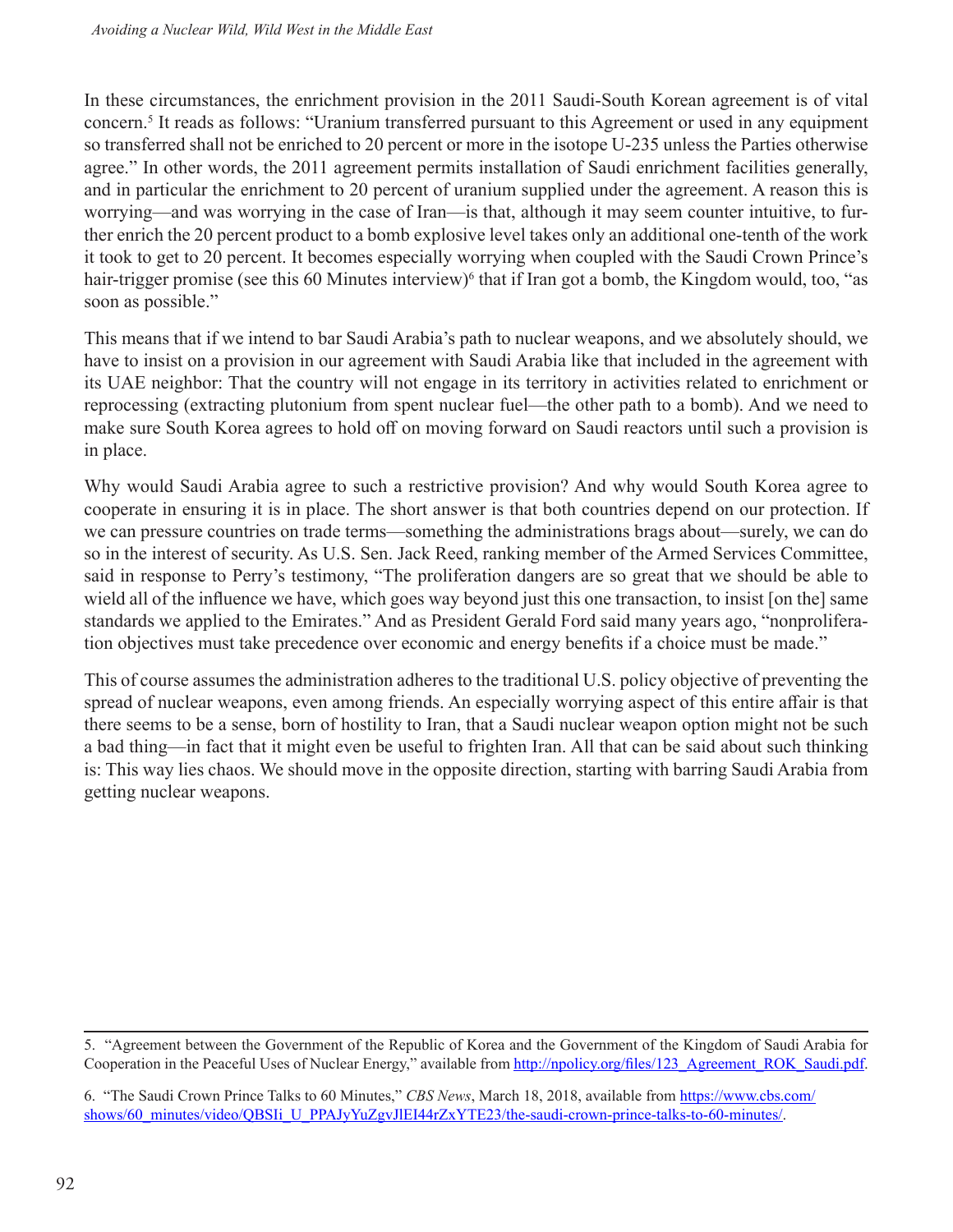In these circumstances, the enrichment provision in the 2011 Saudi-South Korean agreement is of vital concern.[5] It reads as follows: "Uranium transferred pursuant to this Agreement or used in any equipment so transferred shall not be enriched to 20 percent or more in the isotope U-235 unless the Parties otherwise agree." In other words, the 2011 agreement permits installation of Saudi enrichment facilities generally, and in particular the enrichment to 20 percent of uranium supplied under the agreement. A reason this is worrying—and was worrying in the case of Iran—is that, although it may seem counter intuitive, to further enrich the 20 percent product to a bomb explosive level takes only an additional one-tenth of the work it took to get to 20 percent. It becomes especially worrying when coupled with the Saudi Crown Prince's hair-trigger promise (see this 60 Minutes interview)[6] that if Iran got a bomb, the Kingdom would, too, "as soon as possible."

This means that if we intend to bar Saudi Arabia's path to nuclear weapons, and we absolutely should, we have to insist on a provision in our agreement with Saudi Arabia like that included in the agreement with its UAE neighbor: That the country will not engage in its territory in activities related to enrichment or reprocessing (extracting plutonium from spent nuclear fuel—the other path to a bomb). And we need to make sure South Korea agrees to hold off on moving forward on Saudi reactors until such a provision is in place.

Why would Saudi Arabia agree to such a restrictive provision? And why would South Korea agree to cooperate in ensuring it is in place. The short answer is that both countries depend on our protection. If we can pressure countries on trade terms—something the administrations brags about—surely, we can do so in the interest of security. As U.S. Sen. Jack Reed, ranking member of the Armed Services Committee, said in response to Perry's testimony, "The proliferation dangers are so great that we should be able to wield all of the influence we have, which goes way beyond just this one transaction, to insist [on the] same standards we applied to the Emirates." And as President Gerald Ford said many years ago, "nonproliferation objectives must take precedence over economic and energy benefits if a choice must be made."

This of course assumes the administration adheres to the traditional U.S. policy objective of preventing the spread of nuclear weapons, even among friends. An especially worrying aspect of this entire affair is that there seems to be a sense, born of hostility to Iran, that a Saudi nuclear weapon option might not be such a bad thing—in fact that it might even be useful to frighten Iran. All that can be said about such thinking is: This way lies chaos. We should move in the opposite direction, starting with barring Saudi Arabia from getting nuclear weapons.

---

5. "Agreement between the Government of the Republic of Korea and the Government of the Kingdom of Saudi Arabia for Cooperation in the Peaceful Uses of Nuclear Energy," available from http://npolicy.org/files/123_Agreement_ROK_Saudi.pdf.

6. "The Saudi Crown Prince Talks to 60 Minutes," *CBS News*, March 18, 2018, available from https://www.cbs.com/shows/60_minutes/video/QBSIi_U_PPAJyYuZgvJlEI44rZxYTE23/the-saudi-crown-prince-talks-to-60-minutes/.